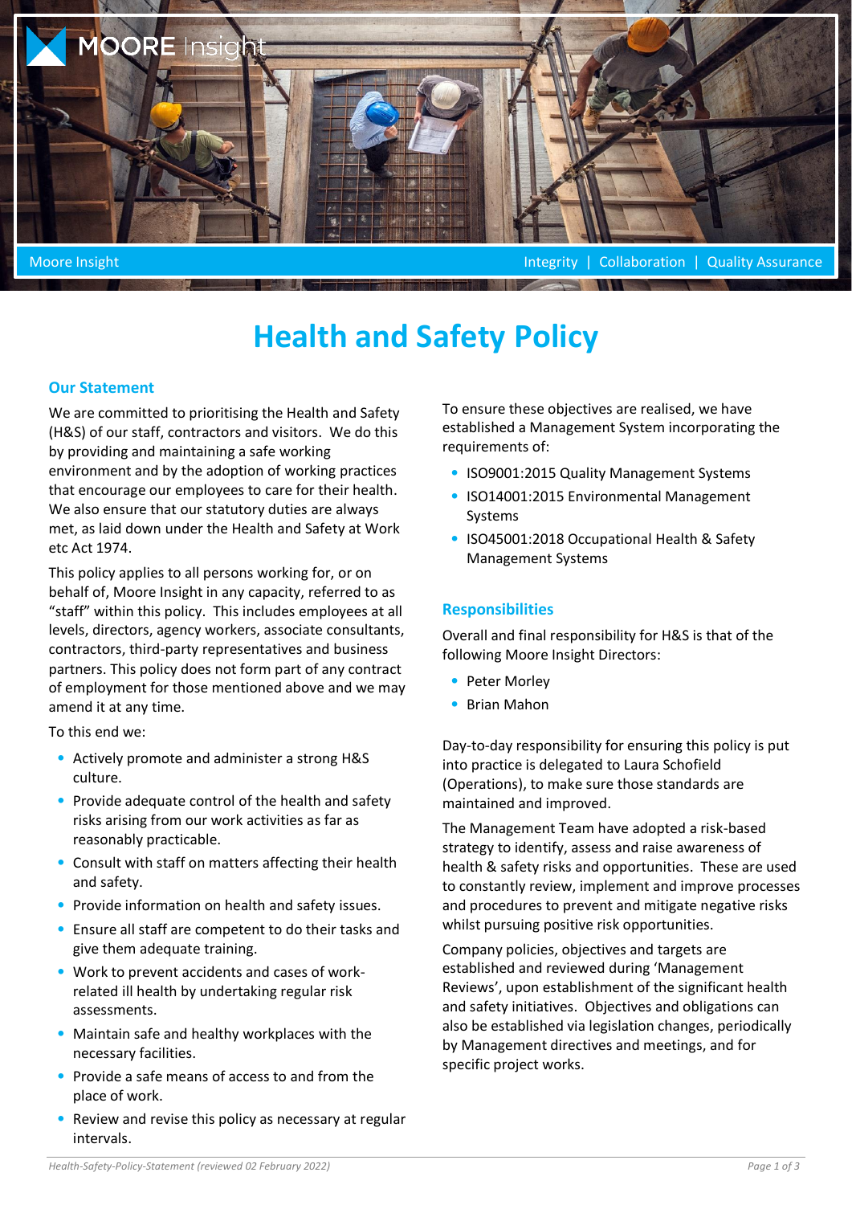MOORE Insight

Moore Insight | Integrity | Collaboration | Quality Assurance

# Health and Safety Policy

## Our Statement

We are committed to prioritising the Health and Safety (H&S) of our staff, contractors and visitors. We do this by providing and maintaining a safe working environment and by the adoption of working practices that encourage our employees to care for their health. We also ensure that our statutory duties are always met, as laid down under the Health and Safety at Work etc Act 1974.

This policy applies to all persons working for, or on behalf of, Moore Insight in any capacity, referred to as "staff" within this policy. This includes employees at all levels, directors, agency workers, associate consultants, contractors, third-party representatives and business partners. This policy does not form part of any contract of employment for those mentioned above and we may amend it at any time.

To this end we:

- Actively promote and administer a strong H&S culture.
- Provide adequate control of the health and safety risks arising from our work activities as far as reasonably practicable.
- Consult with staff on matters affecting their health and safety.
- Provide information on health and safety issues.
- Ensure all staff are competent to do their tasks and give them adequate training.
- Work to prevent accidents and cases of work-related ill health by undertaking regular risk assessments.
- Maintain safe and healthy workplaces with the necessary facilities.
- Provide a safe means of access to and from the place of work.
- Review and revise this policy as necessary at regular intervals.

To ensure these objectives are realised, we have established a Management System incorporating the requirements of:

- ISO9001:2015 Quality Management Systems
- ISO14001:2015 Environmental Management Systems
- ISO45001:2018 Occupational Health & Safety Management Systems

## Responsibilities

Overall and final responsibility for H&S is that of the following Moore Insight Directors:

- Peter Morley
- Brian Mahon

Day-to-day responsibility for ensuring this policy is put into practice is delegated to Laura Schofield (Operations), to make sure those standards are maintained and improved.

The Management Team have adopted a risk-based strategy to identify, assess and raise awareness of health & safety risks and opportunities. These are used to constantly review, implement and improve processes and procedures to prevent and mitigate negative risks whilst pursuing positive risk opportunities.

Company policies, objectives and targets are established and reviewed during 'Management Reviews', upon establishment of the significant health and safety initiatives. Objectives and obligations can also be established via legislation changes, periodically by Management directives and meetings, and for specific project works.

*Health-Safety-Policy-Statement (reviewed 02 February 2022)*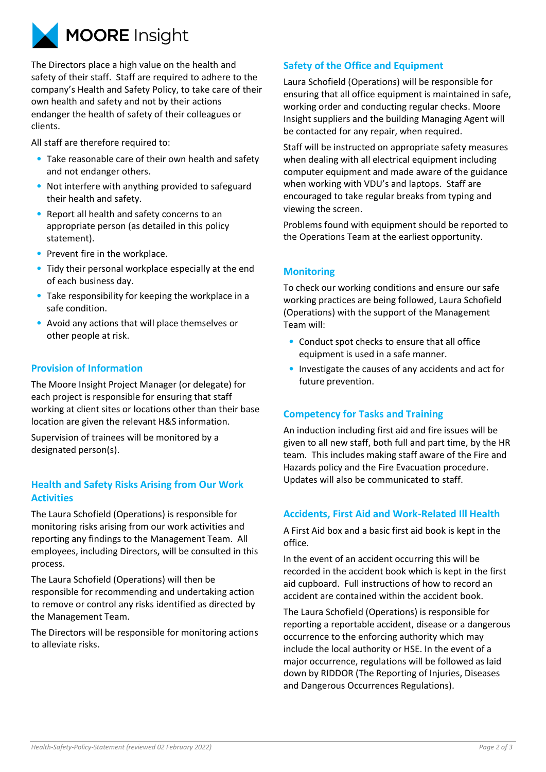The Directors place a high value on the health and safety of their staff. Staff are required to adhere to the company's Health and Safety Policy, to take care of their own health and safety and not by their actions endanger the health of safety of their colleagues or clients.

All staff are therefore required to:

- Take reasonable care of their own health and safety and not endanger others.
- Not interfere with anything provided to safeguard their health and safety.
- Report all health and safety concerns to an appropriate person (as detailed in this policy statement).
- Prevent fire in the workplace.
- Tidy their personal workplace especially at the end of each business day.
- Take responsibility for keeping the workplace in a safe condition.
- Avoid any actions that will place themselves or other people at risk.

## Provision of Information

The Moore Insight Project Manager (or delegate) for each project is responsible for ensuring that staff working at client sites or locations other than their base location are given the relevant H&S information.

Supervision of trainees will be monitored by a designated person(s).

## Health and Safety Risks Arising from Our Work Activities

The Laura Schofield (Operations) is responsible for monitoring risks arising from our work activities and reporting any findings to the Management Team. All employees, including Directors, will be consulted in this process.

The Laura Schofield (Operations) will then be responsible for recommending and undertaking action to remove or control any risks identified as directed by the Management Team.

The Directors will be responsible for monitoring actions to alleviate risks.

## Safety of the Office and Equipment

Laura Schofield (Operations) will be responsible for ensuring that all office equipment is maintained in safe, working order and conducting regular checks. Moore Insight suppliers and the building Managing Agent will be contacted for any repair, when required.

Staff will be instructed on appropriate safety measures when dealing with all electrical equipment including computer equipment and made aware of the guidance when working with VDU's and laptops. Staff are encouraged to take regular breaks from typing and viewing the screen.

Problems found with equipment should be reported to the Operations Team at the earliest opportunity.

## Monitoring

To check our working conditions and ensure our safe working practices are being followed, Laura Schofield (Operations) with the support of the Management Team will:

- Conduct spot checks to ensure that all office equipment is used in a safe manner.
- Investigate the causes of any accidents and act for future prevention.

## Competency for Tasks and Training

An induction including first aid and fire issues will be given to all new staff, both full and part time, by the HR team. This includes making staff aware of the Fire and Hazards policy and the Fire Evacuation procedure. Updates will also be communicated to staff.

## Accidents, First Aid and Work-Related Ill Health

A First Aid box and a basic first aid book is kept in the office.

In the event of an accident occurring this will be recorded in the accident book which is kept in the first aid cupboard. Full instructions of how to record an accident are contained within the accident book.

The Laura Schofield (Operations) is responsible for reporting a reportable accident, disease or a dangerous occurrence to the enforcing authority which may include the local authority or HSE. In the event of a major occurrence, regulations will be followed as laid down by RIDDOR (The Reporting of Injuries, Diseases and Dangerous Occurrences Regulations).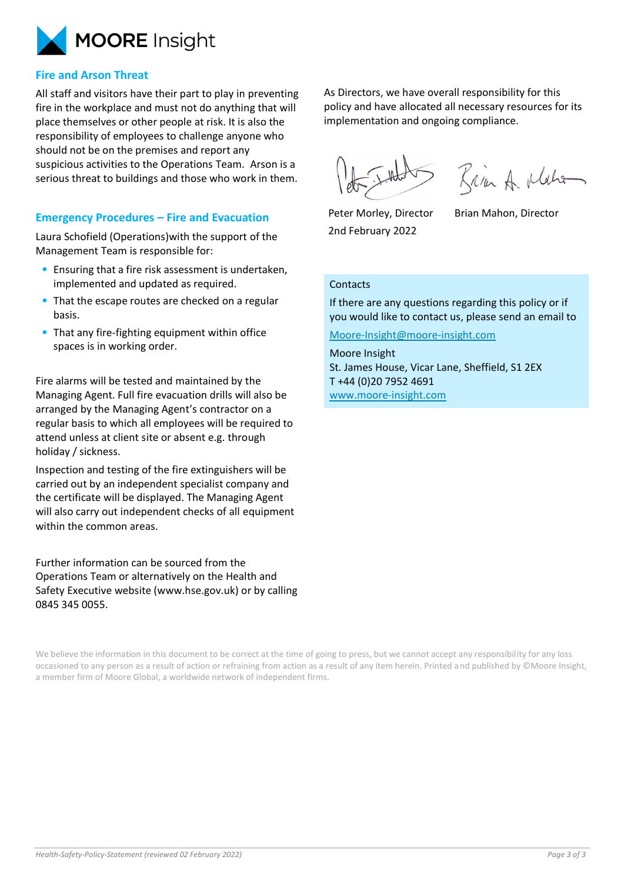## Fire and Arson Threat

All staff and visitors have their part to play in preventing fire in the workplace and must not do anything that will place themselves or other people at risk. It is also the responsibility of employees to challenge anyone who should not be on the premises and report any suspicious activities to the Operations Team. Arson is a serious threat to buildings and those who work in them.

## Emergency Procedures – Fire and Evacuation

Laura Schofield (Operations)with the support of the Management Team is responsible for:

- Ensuring that a fire risk assessment is undertaken, implemented and updated as required.
- That the escape routes are checked on a regular basis.
- That any fire-fighting equipment within office spaces is in working order.

Fire alarms will be tested and maintained by the Managing Agent. Full fire evacuation drills will also be arranged by the Managing Agent's contractor on a regular basis to which all employees will be required to attend unless at client site or absent e.g. through holiday / sickness.

Inspection and testing of the fire extinguishers will be carried out by an independent specialist company and the certificate will be displayed. The Managing Agent will also carry out independent checks of all equipment within the common areas.

Further information can be sourced from the Operations Team or alternatively on the Health and Safety Executive website (www.hse.gov.uk) or by calling 0845 345 0055.

As Directors, we have overall responsibility for this policy and have allocated all necessary resources for its implementation and ongoing compliance.

Peter Morley, Director
2nd February 2022

Brian Mahon, Director

Contacts

If there are any questions regarding this policy or if you would like to contact us, please send an email to

Moore-Insight@moore-insight.com

Moore Insight
St. James House, Vicar Lane, Sheffield, S1 2EX
T +44 (0)20 7952 4691
www.moore-insight.com

We believe the information in this document to be correct at the time of going to press, but we cannot accept any responsibility for any loss occasioned to any person as a result of action or refraining from action as a result of any item herein. Printed and published by ©Moore Insight, a member firm of Moore Global, a worldwide network of independent firms.